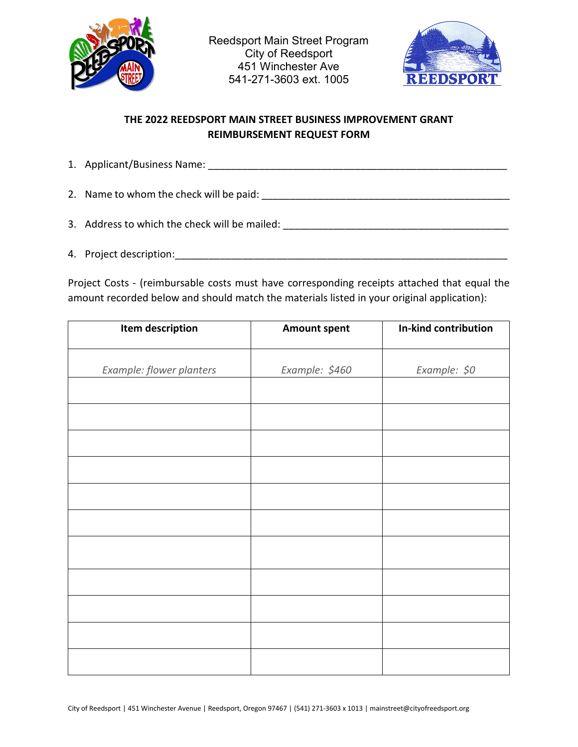Reedsport Main Street Program
City of Reedsport
451 Winchester Ave
541-271-3603 ext. 1005

**THE 2022 REEDSPORT MAIN STREET BUSINESS IMPROVEMENT GRANT**
**REIMBURSEMENT REQUEST FORM**

1. Applicant/Business Name: ______________________________________________________

2. Name to whom the check will be paid: _________________________________________

3. Address to which the check will be mailed: _____________________________________

4. Project description:__________________________________________________________

Project Costs - (reimbursable costs must have corresponding receipts attached that equal the amount recorded below and should match the materials listed in your original application):

| Item description | Amount spent | In-kind contribution |
|---|---|---|
| *Example: flower planters* | *Example: $460* | *Example: $0* |
| | | |
| | | |
| | | |
| | | |
| | | |
| | | |
| | | |
| | | |
| | | |
| | | |
| | | |

City of Reedsport | 451 Winchester Avenue | Reedsport, Oregon 97467 | (541) 271-3603 x 1013 | mainstreet@cityofreedsport.org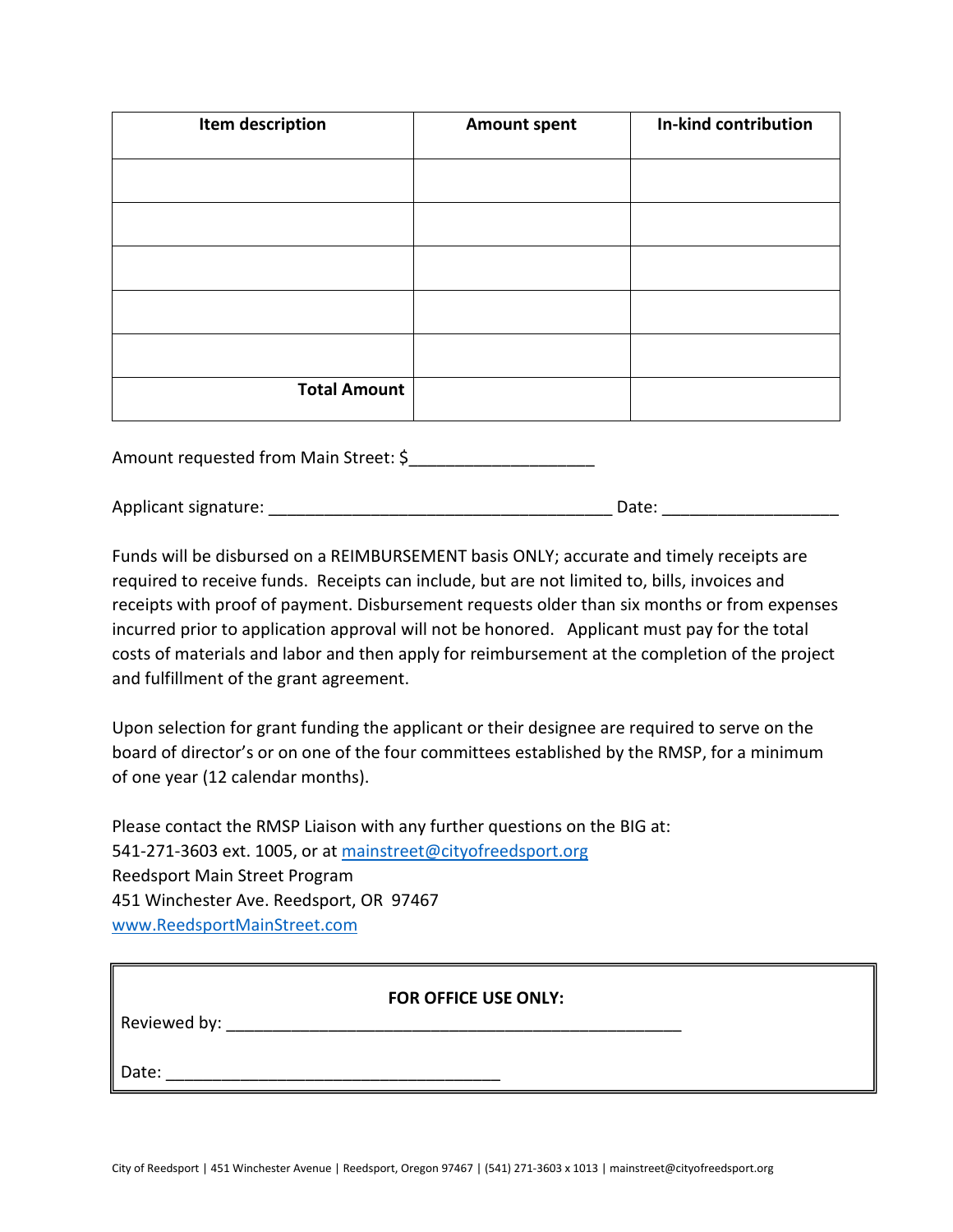| Item description | Amount spent | In-kind contribution |
| --- | --- | --- |
| | | |
| | | |
| | | |
| | | |
| | | |
| **Total Amount** | | |

Amount requested from Main Street: $____________________

Applicant signature: _____________________________________ Date: ___________________

Funds will be disbursed on a REIMBURSEMENT basis ONLY; accurate and timely receipts are required to receive funds. Receipts can include, but are not limited to, bills, invoices and receipts with proof of payment. Disbursement requests older than six months or from expenses incurred prior to application approval will not be honored. Applicant must pay for the total costs of materials and labor and then apply for reimbursement at the completion of the project and fulfillment of the grant agreement.

Upon selection for grant funding the applicant or their designee are required to serve on the board of director's or on one of the four committees established by the RMSP, for a minimum of one year (12 calendar months).

Please contact the RMSP Liaison with any further questions on the BIG at:
541-271-3603 ext. 1005, or at mainstreet@cityofreedsport.org
Reedsport Main Street Program
451 Winchester Ave. Reedsport, OR 97467
www.ReedsportMainStreet.com

**FOR OFFICE USE ONLY:**

Reviewed by: __________________________________________________

Date: ____________________________________

City of Reedsport | 451 Winchester Avenue | Reedsport, Oregon 97467 | (541) 271-3603 x 1013 | mainstreet@cityofreedsport.org